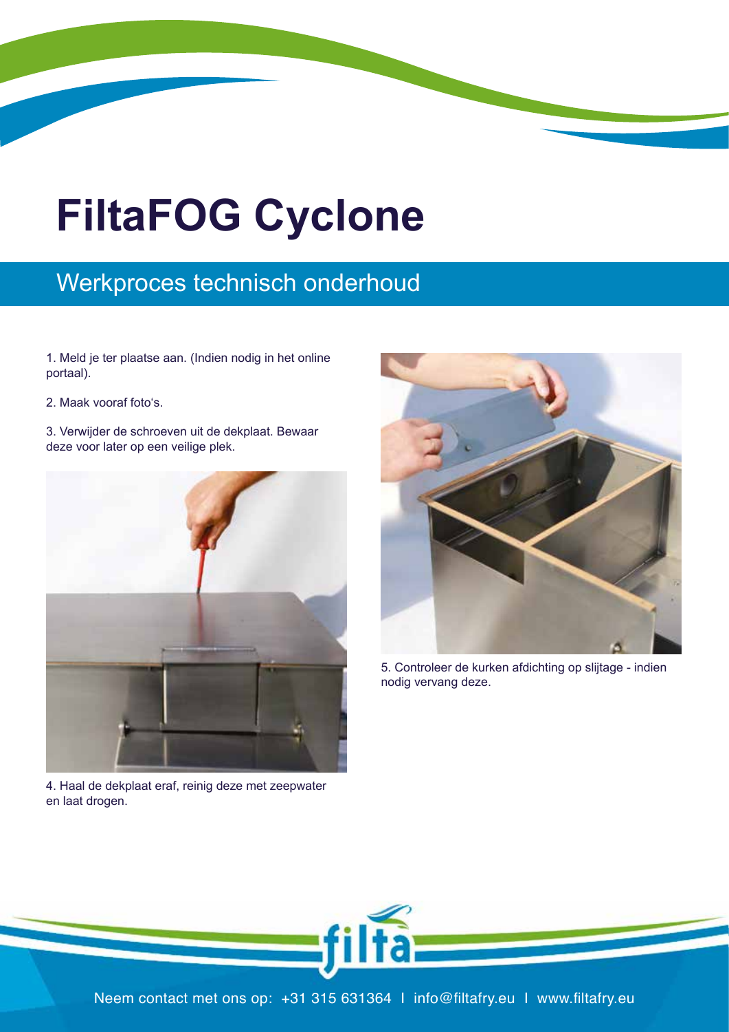# FiltaFOG Cyclone

## Werkproces technisch onderhoud

1. Meld je ter plaatse aan. (Indien nodig in het online portaal).

2. Maak vooraf foto's.

3. Verwijder de schroeven uit de dekplaat. Bewaar deze voor later op een veilige plek.

4. Haal de dekplaat eraf, reinig deze met zeepwater en laat drogen.

5. Controleer de kurken afdichting op slijtage - indien nodig vervang deze.

Neem contact met ons op: +31 315 631364 I info@filtafry.eu I www.filtafry.eu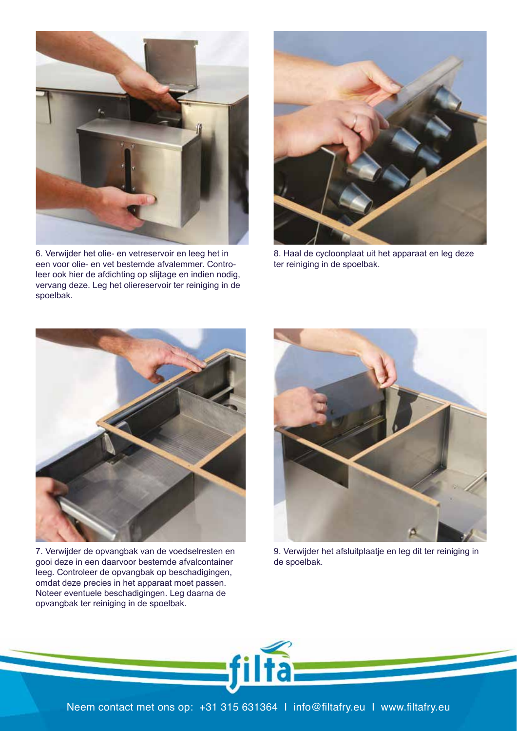6. Verwijder het olie- en vetreservoir en leeg het in een voor olie- en vet bestemde afvalemmer. Controleer ook hier de afdichting op slijtage en indien nodig, vervang deze. Leg het olieresevoir ter reiniging in de spoelbak.

8. Haal de cycloonplaat uit het apparaat en leg deze ter reiniging in de spoelbak.

7. Verwijder de opvangbak van de voedselresten en gooi deze in een daarvoor bestemde afvalcontainer leeg. Controleer de opvangbak op beschadigingen, omdat deze precies in het apparaat moet passen. Noteer eventuele beschadigingen. Leg daarna de opvangbak ter reiniging in de spoelbak.

9. Verwijder het afsluitplaatje en leg dit ter reiniging in de spoelbak.

filta

Neem contact met ons op: +31 315 631364 I info@filtafry.eu I www.filtafry.eu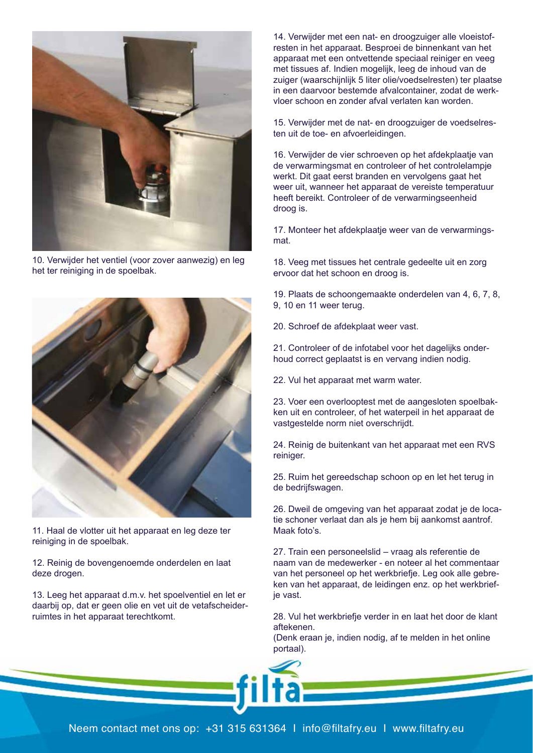10. Verwijder het ventiel (voor zover aanwezig) en leg het ter reiniging in de spoelbak.

11. Haal de vlotter uit het apparaat en leg deze ter reiniging in de spoelbak.

12. Reinig de bovengenoemde onderdelen en laat deze drogen.

13. Leeg het apparaat d.m.v. het spoelventiel en let er daarbij op, dat er geen olie en vet uit de vetafscheiderruimtes in het apparaat terechtkomt.

14. Verwijder met een nat- en droogzuiger alle vloeistofresten in het apparaat. Besproei de binnenkant van het apparaat met een ontvettende speciaal reiniger en veeg met tissues af. Indien mogelijk, leeg de inhoud van de zuiger (waarschijnlijk 5 liter olie/voedselresten) ter plaatse in een daarvoor bestemde afvalcontainer, zodat de werkvloer schoon en zonder afval verlaten kan worden.

15. Verwijder met de nat- en droogzuiger de voedselresten uit de toe- en afvoerleidingen.

16. Verwijder de vier schroeven op het afdekplaatje van de verwarmingsmat en controleer of het controlelampje werkt. Dit gaat eerst branden en vervolgens gaat het weer uit, wanneer het apparaat de vereiste temperatuur heeft bereikt. Controleer of de verwarmingseenheid droog is.

17. Monteer het afdekplaatje weer van de verwarmingsmat.

18. Veeg met tissues het centrale gedeelte uit en zorg ervoor dat het schoon en droog is.

19. Plaats de schoongemaakte onderdelen van 4, 6, 7, 8, 9, 10 en 11 weer terug.

20. Schroef de afdekplaat weer vast.

21. Controleer of de infotabel voor het dagelijks onderhoud correct geplaatst is en vervang indien nodig.

22. Vul het apparaat met warm water.

23. Voer een overlooptest met de aangesloten spoelbakken uit en controleer, of het waterpeil in het apparaat de vastgestelde norm niet overschrijdt.

24. Reinig de buitenkant van het apparaat met een RVS reiniger.

25. Ruim het gereedschap schoon op en let het terug in de bedrijfswagen.

26. Dweil de omgeving van het apparaat zodat je de locatie schoner verlaat dan als je hem bij aankomst aantrof. Maak foto's.

27. Train een personeelslid – vraag als referentie de naam van de medewerker - en noteer al het commentaar van het personeel op het werkbriefje. Leg ook alle gebreken van het apparaat, de leidingen enz. op het werkbriefje vast.

28. Vul het werkbriefje verder in en laat het door de klant aftekenen.
(Denk eraan je, indien nodig, af te melden in het online portaal).

filta

Neem contact met ons op: +31 315 631364 I info@filtafry.eu I www.filtafry.eu